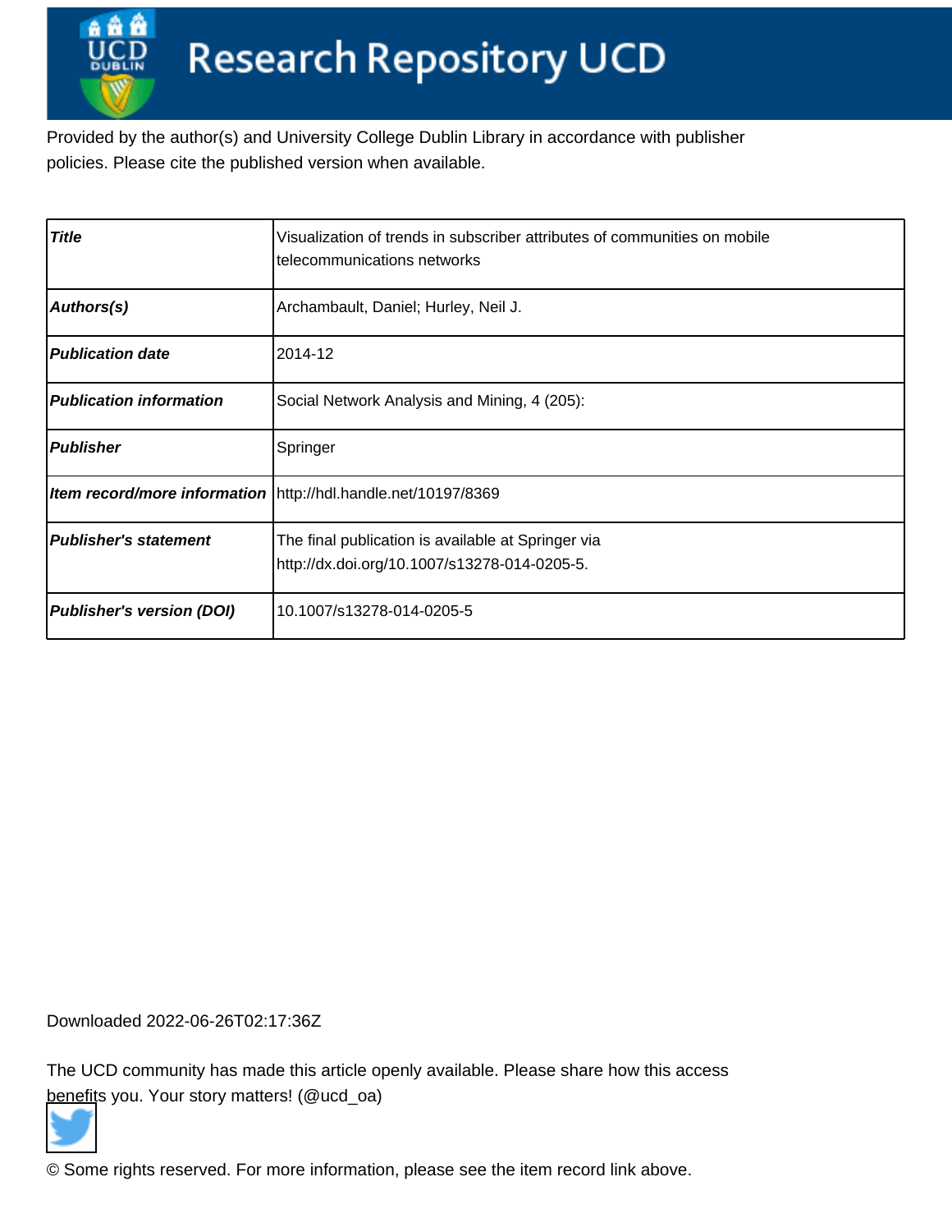# Research Repository UCD

Provided by the author(s) and University College Dublin Library in accordance with publisher policies. Please cite the published version when available.

| | |
|---|---|
| ***Title*** | Visualization of trends in subscriber attributes of communities on mobile telecommunications networks |
| ***Authors(s)*** | Archambault, Daniel; Hurley, Neil J. |
| ***Publication date*** | 2014-12 |
| ***Publication information*** | Social Network Analysis and Mining, 4 (205): |
| ***Publisher*** | Springer |
| ***Item record/more information*** | http://hdl.handle.net/10197/8369 |
| ***Publisher's statement*** | The final publication is available at Springer via http://dx.doi.org/10.1007/s13278-014-0205-5. |
| ***Publisher's version (DOI)*** | 10.1007/s13278-014-0205-5 |

Downloaded 2022-06-26T02:17:36Z

The UCD community has made this article openly available. Please share how this access benefits you. Your story matters! (@ucd_oa)

© Some rights reserved. For more information, please see the item record link above.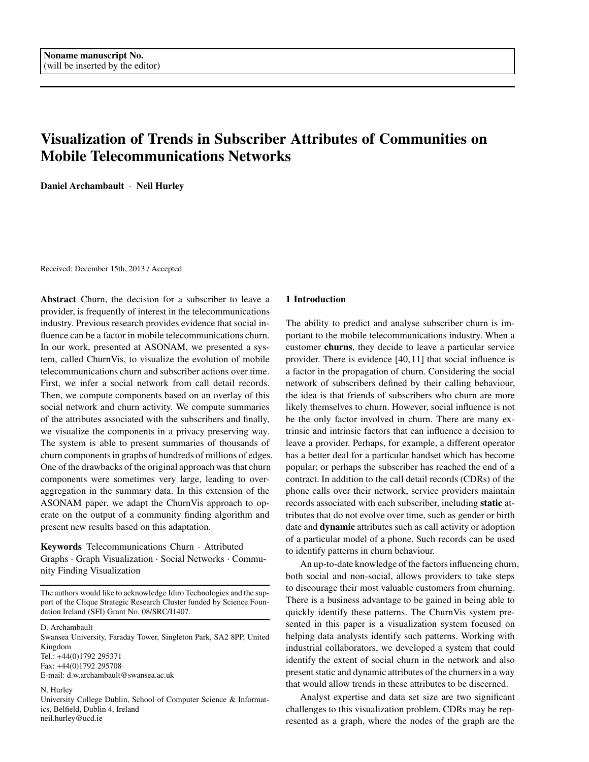Noname manuscript No.
(will be inserted by the editor)

# Visualization of Trends in Subscriber Attributes of Communities on Mobile Telecommunications Networks

**Daniel Archambault** · **Neil Hurley**

Received: December 15th, 2013 / Accepted:

**Abstract** Churn, the decision for a subscriber to leave a provider, is frequently of interest in the telecommunications industry. Previous research provides evidence that social influence can be a factor in mobile telecommunications churn. In our work, presented at ASONAM, we presented a system, called ChurnVis, to visualize the evolution of mobile telecommunications churn and subscriber actions over time. First, we infer a social network from call detail records. Then, we compute components based on an overlay of this social network and churn activity. We compute summaries of the attributes associated with the subscribers and finally, we visualize the components in a privacy preserving way. The system is able to present summaries of thousands of churn components in graphs of hundreds of millions of edges. One of the drawbacks of the original approach was that churn components were sometimes very large, leading to over-aggregation in the summary data. In this extension of the ASONAM paper, we adapt the ChurnVis approach to operate on the output of a community finding algorithm and present new results based on this adaptation.

**Keywords** Telecommunications Churn · Attributed Graphs · Graph Visualization · Social Networks · Community Finding Visualization

The authors would like to acknowledge Idiro Technologies and the support of the Clique Strategic Research Cluster funded by Science Foundation Ireland (SFI) Grant No. 08/SRC/I1407.

D. Archambault
Swansea University, Faraday Tower, Singleton Park, SA2 8PP, United Kingdom
Tel.: +44(0)1792 295371
Fax: +44(0)1792 295708
E-mail: d.w.archambault@swansea.ac.uk

N. Hurley
University College Dublin, School of Computer Science & Informatics, Belfield, Dublin 4, Ireland
neil.hurley@ucd.ie

## 1 Introduction

The ability to predict and analyse subscriber churn is important to the mobile telecommunications industry. When a customer **churns**, they decide to leave a particular service provider. There is evidence [40, 11] that social influence is a factor in the propagation of churn. Considering the social network of subscribers defined by their calling behaviour, the idea is that friends of subscribers who churn are more likely themselves to churn. However, social influence is not be the only factor involved in churn. There are many extrinsic and intrinsic factors that can influence a decision to leave a provider. Perhaps, for example, a different operator has a better deal for a particular handset which has become popular; or perhaps the subscriber has reached the end of a contract. In addition to the call detail records (CDRs) of the phone calls over their network, service providers maintain records associated with each subscriber, including **static** attributes that do not evolve over time, such as gender or birth date and **dynamic** attributes such as call activity or adoption of a particular model of a phone. Such records can be used to identify patterns in churn behaviour.

An up-to-date knowledge of the factors influencing churn, both social and non-social, allows providers to take steps to discourage their most valuable customers from churning. There is a business advantage to be gained in being able to quickly identify these patterns. The ChurnVis system presented in this paper is a visualization system focused on helping data analysts identify such patterns. Working with industrial collaborators, we developed a system that could identify the extent of social churn in the network and also present static and dynamic attributes of the churners in a way that would allow trends in these attributes to be discerned.

Analyst expertise and data set size are two significant challenges to this visualization problem. CDRs may be represented as a graph, where the nodes of the graph are the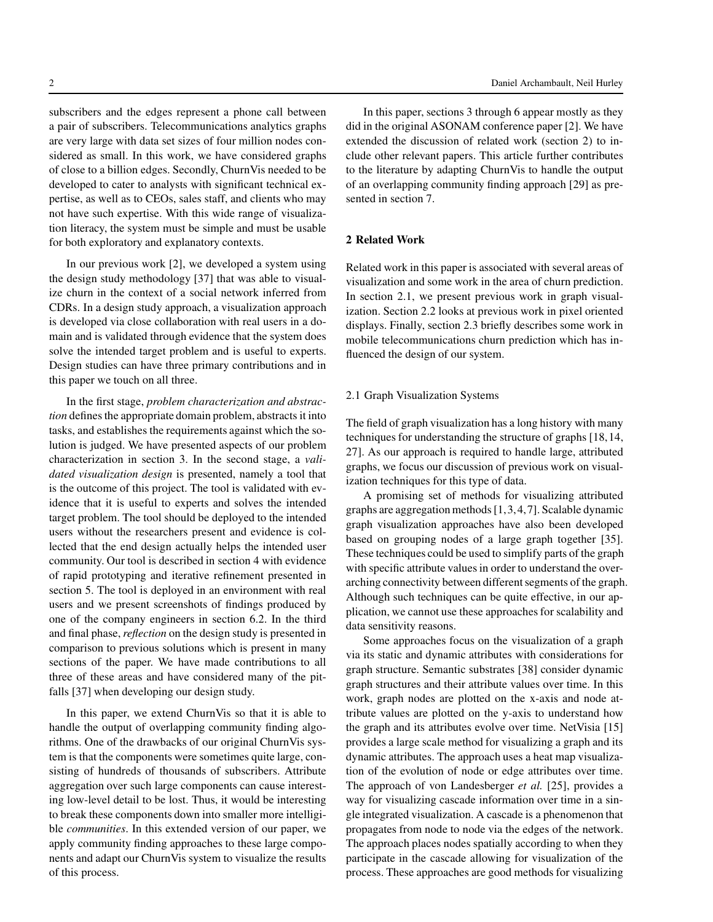subscribers and the edges represent a phone call between a pair of subscribers. Telecommunications analytics graphs are very large with data set sizes of four million nodes considered as small. In this work, we have considered graphs of close to a billion edges. Secondly, ChurnVis needed to be developed to cater to analysts with significant technical expertise, as well as to CEOs, sales staff, and clients who may not have such expertise. With this wide range of visualization literacy, the system must be simple and must be usable for both exploratory and explanatory contexts.

In our previous work [2], we developed a system using the design study methodology [37] that was able to visualize churn in the context of a social network inferred from CDRs. In a design study approach, a visualization approach is developed via close collaboration with real users in a domain and is validated through evidence that the system does solve the intended target problem and is useful to experts. Design studies can have three primary contributions and in this paper we touch on all three.

In the first stage, *problem characterization and abstraction* defines the appropriate domain problem, abstracts it into tasks, and establishes the requirements against which the solution is judged. We have presented aspects of our problem characterization in section 3. In the second stage, a *validated visualization design* is presented, namely a tool that is the outcome of this project. The tool is validated with evidence that it is useful to experts and solves the intended target problem. The tool should be deployed to the intended users without the researchers present and evidence is collected that the end design actually helps the intended user community. Our tool is described in section 4 with evidence of rapid prototyping and iterative refinement presented in section 5. The tool is deployed in an environment with real users and we present screenshots of findings produced by one of the company engineers in section 6.2. In the third and final phase, *reflection* on the design study is presented in comparison to previous solutions which is present in many sections of the paper. We have made contributions to all three of these areas and have considered many of the pitfalls [37] when developing our design study.

In this paper, we extend ChurnVis so that it is able to handle the output of overlapping community finding algorithms. One of the drawbacks of our original ChurnVis system is that the components were sometimes quite large, consisting of hundreds of thousands of subscribers. Attribute aggregation over such large components can cause interesting low-level detail to be lost. Thus, it would be interesting to break these components down into smaller more intelligible *communities*. In this extended version of our paper, we apply community finding approaches to these large components and adapt our ChurnVis system to visualize the results of this process.

In this paper, sections 3 through 6 appear mostly as they did in the original ASONAM conference paper [2]. We have extended the discussion of related work (section 2) to include other relevant papers. This article further contributes to the literature by adapting ChurnVis to handle the output of an overlapping community finding approach [29] as presented in section 7.

## 2 Related Work

Related work in this paper is associated with several areas of visualization and some work in the area of churn prediction. In section 2.1, we present previous work in graph visualization. Section 2.2 looks at previous work in pixel oriented displays. Finally, section 2.3 briefly describes some work in mobile telecommunications churn prediction which has influenced the design of our system.

### 2.1 Graph Visualization Systems

The field of graph visualization has a long history with many techniques for understanding the structure of graphs [18, 14, 27]. As our approach is required to handle large, attributed graphs, we focus our discussion of previous work on visualization techniques for this type of data.

A promising set of methods for visualizing attributed graphs are aggregation methods [1, 3, 4, 7]. Scalable dynamic graph visualization approaches have also been developed based on grouping nodes of a large graph together [35]. These techniques could be used to simplify parts of the graph with specific attribute values in order to understand the overarching connectivity between different segments of the graph. Although such techniques can be quite effective, in our application, we cannot use these approaches for scalability and data sensitivity reasons.

Some approaches focus on the visualization of a graph via its static and dynamic attributes with considerations for graph structure. Semantic substrates [38] consider dynamic graph structures and their attribute values over time. In this work, graph nodes are plotted on the x-axis and node attribute values are plotted on the y-axis to understand how the graph and its attributes evolve over time. NetVisia [15] provides a large scale method for visualizing a graph and its dynamic attributes. The approach uses a heat map visualization of the evolution of node or edge attributes over time. The approach of von Landesberger *et al.* [25], provides a way for visualizing cascade information over time in a single integrated visualization. A cascade is a phenomenon that propagates from node to node via the edges of the network. The approach places nodes spatially according to when they participate in the cascade allowing for visualization of the process. These approaches are good methods for visualizing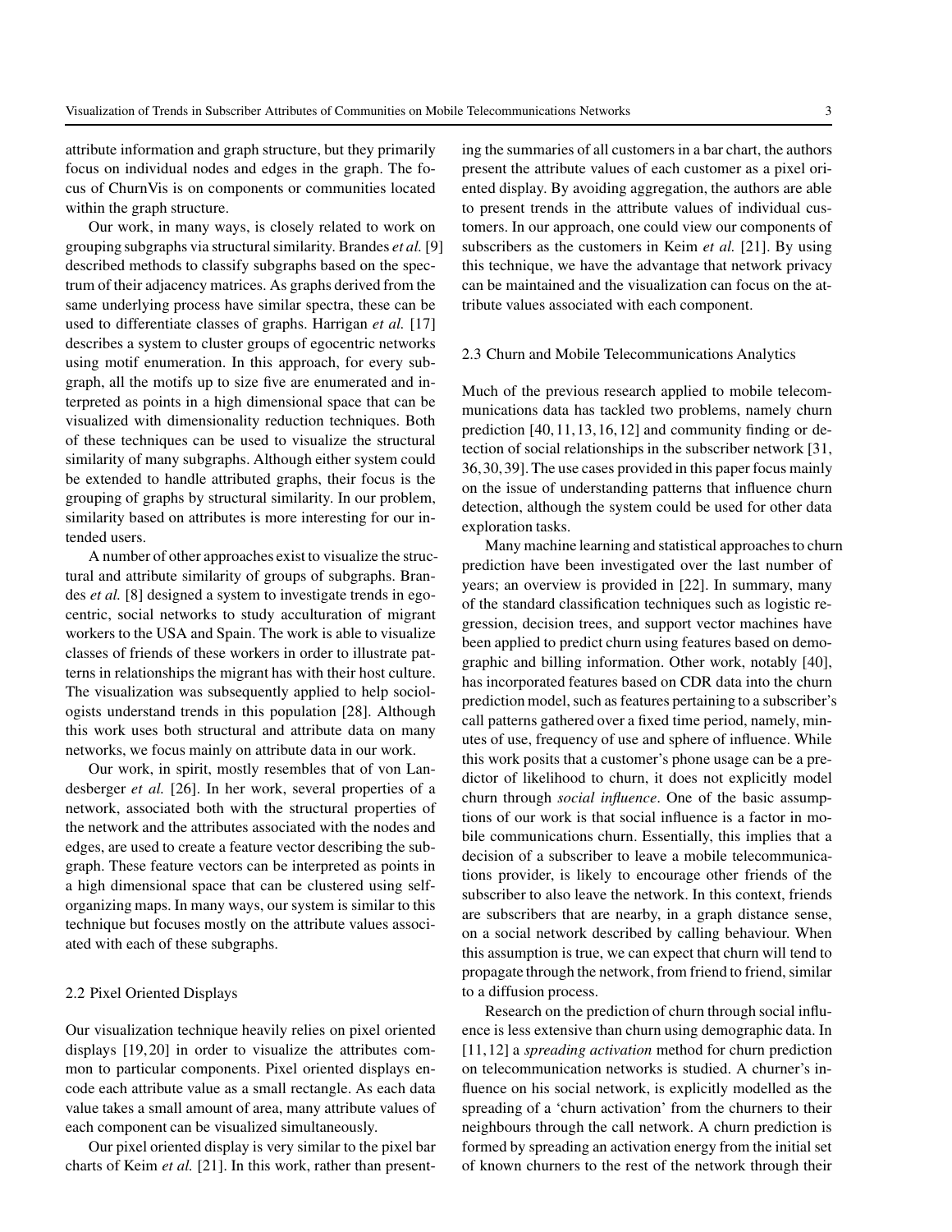attribute information and graph structure, but they primarily focus on individual nodes and edges in the graph. The focus of ChurnVis is on components or communities located within the graph structure.

Our work, in many ways, is closely related to work on grouping subgraphs via structural similarity. Brandes *et al.* [9] described methods to classify subgraphs based on the spectrum of their adjacency matrices. As graphs derived from the same underlying process have similar spectra, these can be used to differentiate classes of graphs. Harrigan *et al.* [17] describes a system to cluster groups of egocentric networks using motif enumeration. In this approach, for every subgraph, all the motifs up to size five are enumerated and interpreted as points in a high dimensional space that can be visualized with dimensionality reduction techniques. Both of these techniques can be used to visualize the structural similarity of many subgraphs. Although either system could be extended to handle attributed graphs, their focus is the grouping of graphs by structural similarity. In our problem, similarity based on attributes is more interesting for our intended users.

A number of other approaches exist to visualize the structural and attribute similarity of groups of subgraphs. Brandes *et al.* [8] designed a system to investigate trends in egocentric, social networks to study acculturation of migrant workers to the USA and Spain. The work is able to visualize classes of friends of these workers in order to illustrate patterns in relationships the migrant has with their host culture. The visualization was subsequently applied to help sociologists understand trends in this population [28]. Although this work uses both structural and attribute data on many networks, we focus mainly on attribute data in our work.

Our work, in spirit, mostly resembles that of von Landesberger *et al.* [26]. In her work, several properties of a network, associated both with the structural properties of the network and the attributes associated with the nodes and edges, are used to create a feature vector describing the subgraph. These feature vectors can be interpreted as points in a high dimensional space that can be clustered using self-organizing maps. In many ways, our system is similar to this technique but focuses mostly on the attribute values associated with each of these subgraphs.

### 2.2 Pixel Oriented Displays

Our visualization technique heavily relies on pixel oriented displays [19,20] in order to visualize the attributes common to particular components. Pixel oriented displays encode each attribute value as a small rectangle. As each data value takes a small amount of area, many attribute values of each component can be visualized simultaneously.

Our pixel oriented display is very similar to the pixel bar charts of Keim *et al.* [21]. In this work, rather than presenting the summaries of all customers in a bar chart, the authors present the attribute values of each customer as a pixel oriented display. By avoiding aggregation, the authors are able to present trends in the attribute values of individual customers. In our approach, one could view our components of subscribers as the customers in Keim *et al.* [21]. By using this technique, we have the advantage that network privacy can be maintained and the visualization can focus on the attribute values associated with each component.

### 2.3 Churn and Mobile Telecommunications Analytics

Much of the previous research applied to mobile telecommunications data has tackled two problems, namely churn prediction [40,11,13,16,12] and community finding or detection of social relationships in the subscriber network [31,36,30,39]. The use cases provided in this paper focus mainly on the issue of understanding patterns that influence churn detection, although the system could be used for other data exploration tasks.

Many machine learning and statistical approaches to churn prediction have been investigated over the last number of years; an overview is provided in [22]. In summary, many of the standard classification techniques such as logistic regression, decision trees, and support vector machines have been applied to predict churn using features based on demographic and billing information. Other work, notably [40], has incorporated features based on CDR data into the churn prediction model, such as features pertaining to a subscriber's call patterns gathered over a fixed time period, namely, minutes of use, frequency of use and sphere of influence. While this work posits that a customer's phone usage can be a predictor of likelihood to churn, it does not explicitly model churn through *social influence*. One of the basic assumptions of our work is that social influence is a factor in mobile communications churn. Essentially, this implies that a decision of a subscriber to leave a mobile telecommunications provider, is likely to encourage other friends of the subscriber to also leave the network. In this context, friends are subscribers that are nearby, in a graph distance sense, on a social network described by calling behaviour. When this assumption is true, we can expect that churn will tend to propagate through the network, from friend to friend, similar to a diffusion process.

Research on the prediction of churn through social influence is less extensive than churn using demographic data. In [11,12] a *spreading activation* method for churn prediction on telecommunication networks is studied. A churner's influence on his social network, is explicitly modelled as the spreading of a 'churn activation' from the churners to their neighbours through the call network. A churn prediction is formed by spreading an activation energy from the initial set of known churners to the rest of the network through their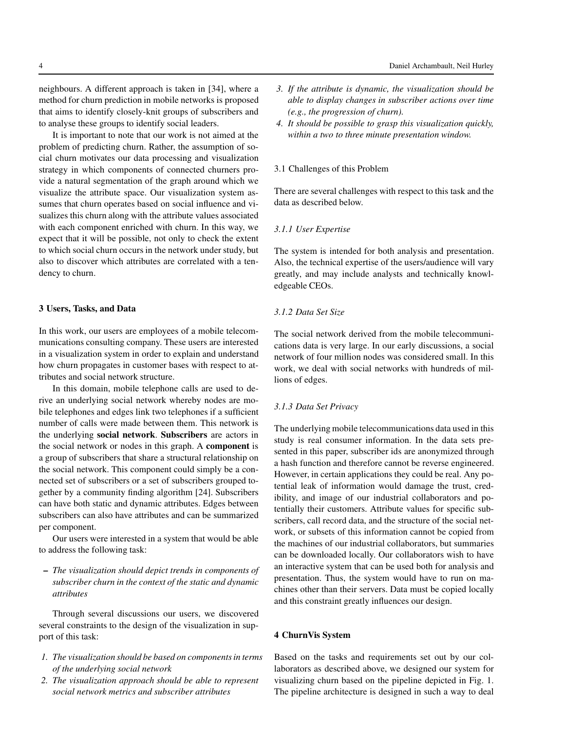neighbours. A different approach is taken in [34], where a method for churn prediction in mobile networks is proposed that aims to identify closely-knit groups of subscribers and to analyse these groups to identify social leaders.

It is important to note that our work is not aimed at the problem of predicting churn. Rather, the assumption of social churn motivates our data processing and visualization strategy in which components of connected churners provide a natural segmentation of the graph around which we visualize the attribute space. Our visualization system assumes that churn operates based on social influence and visualizes this churn along with the attribute values associated with each component enriched with churn. In this way, we expect that it will be possible, not only to check the extent to which social churn occurs in the network under study, but also to discover which attributes are correlated with a tendency to churn.

## 3 Users, Tasks, and Data

In this work, our users are employees of a mobile telecommunications consulting company. These users are interested in a visualization system in order to explain and understand how churn propagates in customer bases with respect to attributes and social network structure.

In this domain, mobile telephone calls are used to derive an underlying social network whereby nodes are mobile telephones and edges link two telephones if a sufficient number of calls were made between them. This network is the underlying **social network**. **Subscribers** are actors in the social network or nodes in this graph. A **component** is a group of subscribers that share a structural relationship on the social network. This component could simply be a connected set of subscribers or a set of subscribers grouped together by a community finding algorithm [24]. Subscribers can have both static and dynamic attributes. Edges between subscribers can also have attributes and can be summarized per component.

Our users were interested in a system that would be able to address the following task:

– *The visualization should depict trends in components of subscriber churn in the context of the static and dynamic attributes*

Through several discussions our users, we discovered several constraints to the design of the visualization in support of this task:

1. *The visualization should be based on components in terms of the underlying social network*
2. *The visualization approach should be able to represent social network metrics and subscriber attributes*
3. *If the attribute is dynamic, the visualization should be able to display changes in subscriber actions over time (e.g., the progression of churn).*
4. *It should be possible to grasp this visualization quickly, within a two to three minute presentation window.*

### 3.1 Challenges of this Problem

There are several challenges with respect to this task and the data as described below.

#### *3.1.1 User Expertise*

The system is intended for both analysis and presentation. Also, the technical expertise of the users/audience will vary greatly, and may include analysts and technically knowledgeable CEOs.

#### *3.1.2 Data Set Size*

The social network derived from the mobile telecommunications data is very large. In our early discussions, a social network of four million nodes was considered small. In this work, we deal with social networks with hundreds of millions of edges.

#### *3.1.3 Data Set Privacy*

The underlying mobile telecommunications data used in this study is real consumer information. In the data sets presented in this paper, subscriber ids are anonymized through a hash function and therefore cannot be reverse engineered. However, in certain applications they could be real. Any potential leak of information would damage the trust, credibility, and image of our industrial collaborators and potentially their customers. Attribute values for specific subscribers, call record data, and the structure of the social network, or subsets of this information cannot be copied from the machines of our industrial collaborators, but summaries can be downloaded locally. Our collaborators wish to have an interactive system that can be used both for analysis and presentation. Thus, the system would have to run on machines other than their servers. Data must be copied locally and this constraint greatly influences our design.

## 4 ChurnVis System

Based on the tasks and requirements set out by our collaborators as described above, we designed our system for visualizing churn based on the pipeline depicted in Fig. 1. The pipeline architecture is designed in such a way to deal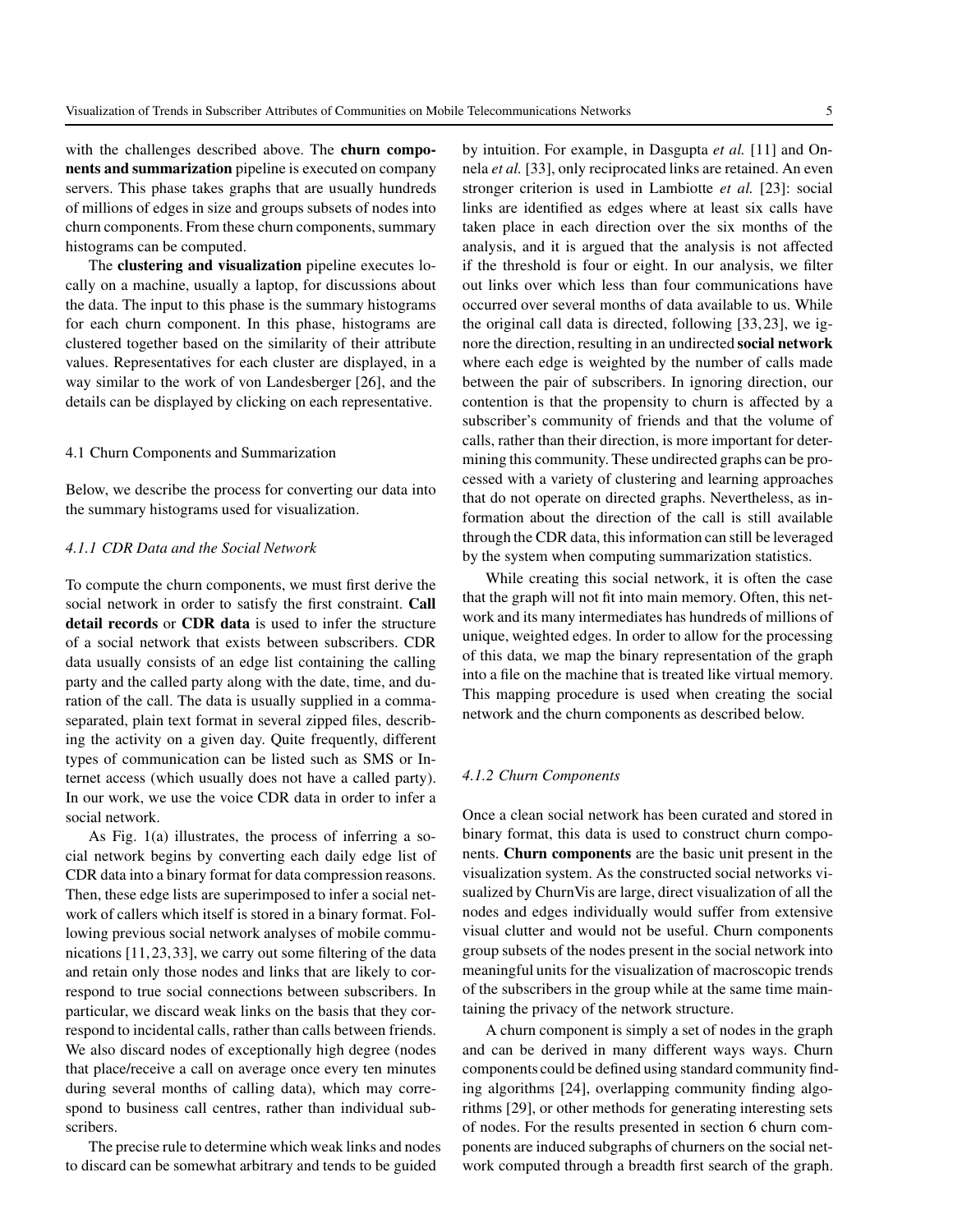with the challenges described above. The **churn components and summarization** pipeline is executed on company servers. This phase takes graphs that are usually hundreds of millions of edges in size and groups subsets of nodes into churn components. From these churn components, summary histograms can be computed.

The **clustering and visualization** pipeline executes locally on a machine, usually a laptop, for discussions about the data. The input to this phase is the summary histograms for each churn component. In this phase, histograms are clustered together based on the similarity of their attribute values. Representatives for each cluster are displayed, in a way similar to the work of von Landesberger [26], and the details can be displayed by clicking on each representative.

## 4.1 Churn Components and Summarization

Below, we describe the process for converting our data into the summary histograms used for visualization.

### *4.1.1 CDR Data and the Social Network*

To compute the churn components, we must first derive the social network in order to satisfy the first constraint. **Call detail records** or **CDR data** is used to infer the structure of a social network that exists between subscribers. CDR data usually consists of an edge list containing the calling party and the called party along with the date, time, and duration of the call. The data is usually supplied in a comma-separated, plain text format in several zipped files, describing the activity on a given day. Quite frequently, different types of communication can be listed such as SMS or Internet access (which usually does not have a called party). In our work, we use the voice CDR data in order to infer a social network.

As Fig. 1(a) illustrates, the process of inferring a social network begins by converting each daily edge list of CDR data into a binary format for data compression reasons. Then, these edge lists are superimposed to infer a social network of callers which itself is stored in a binary format. Following previous social network analyses of mobile communications [11,23,33], we carry out some filtering of the data and retain only those nodes and links that are likely to correspond to true social connections between subscribers. In particular, we discard weak links on the basis that they correspond to incidental calls, rather than calls between friends. We also discard nodes of exceptionally high degree (nodes that place/receive a call on average once every ten minutes during several months of calling data), which may correspond to business call centres, rather than individual subscribers.

The precise rule to determine which weak links and nodes to discard can be somewhat arbitrary and tends to be guided by intuition. For example, in Dasgupta *et al.* [11] and Onnela *et al.* [33], only reciprocated links are retained. An even stronger criterion is used in Lambiotte *et al.* [23]: social links are identified as edges where at least six calls have taken place in each direction over the six months of the analysis, and it is argued that the analysis is not affected if the threshold is four or eight. In our analysis, we filter out links over which less than four communications have occurred over several months of data available to us. While the original call data is directed, following [33,23], we ignore the direction, resulting in an undirected **social network** where each edge is weighted by the number of calls made between the pair of subscribers. In ignoring direction, our contention is that the propensity to churn is affected by a subscriber's community of friends and that the volume of calls, rather than their direction, is more important for determining this community. These undirected graphs can be processed with a variety of clustering and learning approaches that do not operate on directed graphs. Nevertheless, as information about the direction of the call is still available through the CDR data, this information can still be leveraged by the system when computing summarization statistics.

While creating this social network, it is often the case that the graph will not fit into main memory. Often, this network and its many intermediates has hundreds of millions of unique, weighted edges. In order to allow for the processing of this data, we map the binary representation of the graph into a file on the machine that is treated like virtual memory. This mapping procedure is used when creating the social network and the churn components as described below.

### *4.1.2 Churn Components*

Once a clean social network has been curated and stored in binary format, this data is used to construct churn components. **Churn components** are the basic unit present in the visualization system. As the constructed social networks visualized by ChurnVis are large, direct visualization of all the nodes and edges individually would suffer from extensive visual clutter and would not be useful. Churn components group subsets of the nodes present in the social network into meaningful units for the visualization of macroscopic trends of the subscribers in the group while at the same time maintaining the privacy of the network structure.

A churn component is simply a set of nodes in the graph and can be derived in many different ways ways. Churn components could be defined using standard community finding algorithms [24], overlapping community finding algorithms [29], or other methods for generating interesting sets of nodes. For the results presented in section 6 churn components are induced subgraphs of churners on the social network computed through a breadth first search of the graph.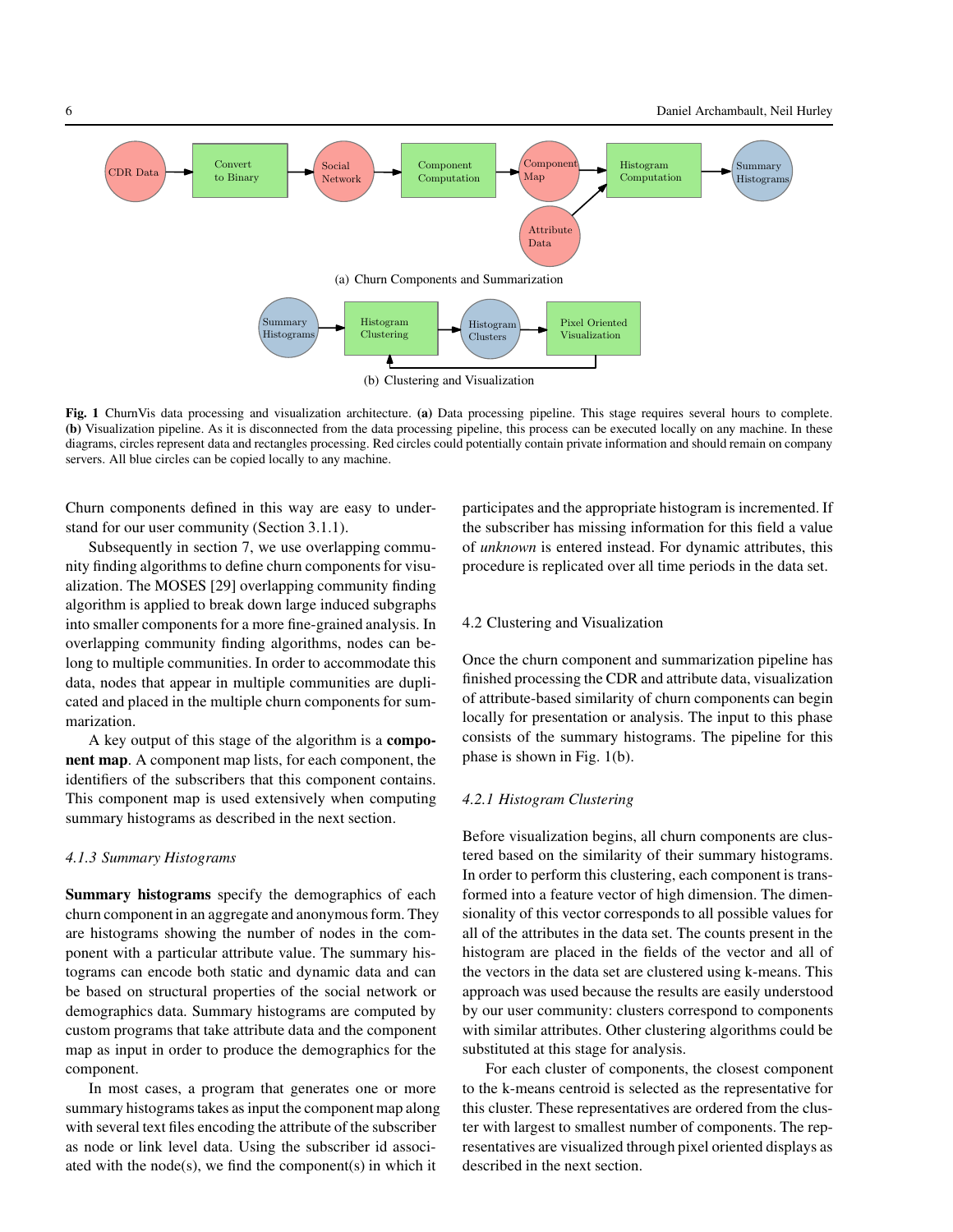(a) Churn Components and Summarization

(b) Clustering and Visualization

**Fig. 1** ChurnVis data processing and visualization architecture. **(a)** Data processing pipeline. This stage requires several hours to complete. **(b)** Visualization pipeline. As it is disconnected from the data processing pipeline, this process can be executed locally on any machine. In these diagrams, circles represent data and rectangles processing. Red circles could potentially contain private information and should remain on company servers. All blue circles can be copied locally to any machine.

Churn components defined in this way are easy to understand for our user community (Section 3.1.1).

Subsequently in section 7, we use overlapping community finding algorithms to define churn components for visualization. The MOSES [29] overlapping community finding algorithm is applied to break down large induced subgraphs into smaller components for a more fine-grained analysis. In overlapping community finding algorithms, nodes can belong to multiple communities. In order to accommodate this data, nodes that appear in multiple communities are duplicated and placed in the multiple churn components for summarization.

A key output of this stage of the algorithm is a **component map**. A component map lists, for each component, the identifiers of the subscribers that this component contains. This component map is used extensively when computing summary histograms as described in the next section.

#### *4.1.3 Summary Histograms*

**Summary histograms** specify the demographics of each churn component in an aggregate and anonymous form. They are histograms showing the number of nodes in the component with a particular attribute value. The summary histograms can encode both static and dynamic data and can be based on structural properties of the social network or demographics data. Summary histograms are computed by custom programs that take attribute data and the component map as input in order to produce the demographics for the component.

In most cases, a program that generates one or more summary histograms takes as input the component map along with several text files encoding the attribute of the subscriber as node or link level data. Using the subscriber id associated with the node(s), we find the component(s) in which it participates and the appropriate histogram is incremented. If the subscriber has missing information for this field a value of *unknown* is entered instead. For dynamic attributes, this procedure is replicated over all time periods in the data set.

### 4.2 Clustering and Visualization

Once the churn component and summarization pipeline has finished processing the CDR and attribute data, visualization of attribute-based similarity of churn components can begin locally for presentation or analysis. The input to this phase consists of the summary histograms. The pipeline for this phase is shown in Fig. 1(b).

#### *4.2.1 Histogram Clustering*

Before visualization begins, all churn components are clustered based on the similarity of their summary histograms. In order to perform this clustering, each component is transformed into a feature vector of high dimension. The dimensionality of this vector corresponds to all possible values for all of the attributes in the data set. The counts present in the histogram are placed in the fields of the vector and all of the vectors in the data set are clustered using k-means. This approach was used because the results are easily understood by our user community: clusters correspond to components with similar attributes. Other clustering algorithms could be substituted at this stage for analysis.

For each cluster of components, the closest component to the k-means centroid is selected as the representative for this cluster. These representatives are ordered from the cluster with largest to smallest number of components. The representatives are visualized through pixel oriented displays as described in the next section.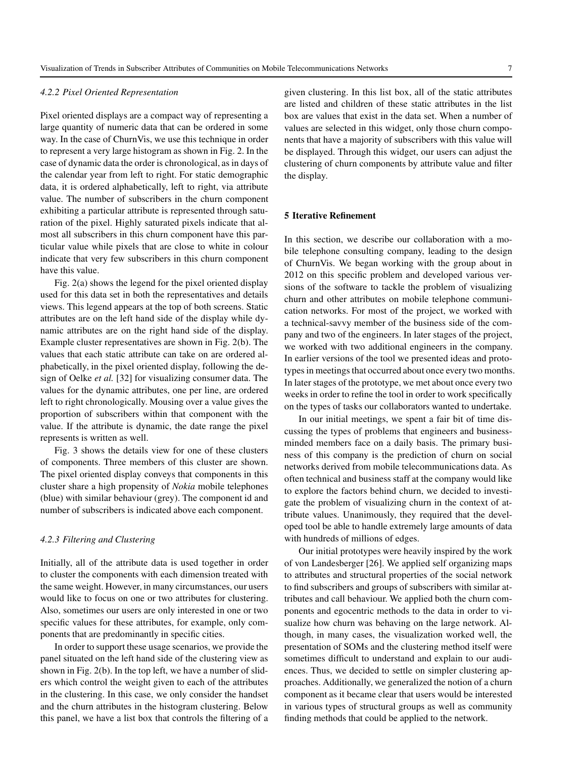#### 4.2.2 Pixel Oriented Representation

Pixel oriented displays are a compact way of representing a large quantity of numeric data that can be ordered in some way. In the case of ChurnVis, we use this technique in order to represent a very large histogram as shown in Fig. 2. In the case of dynamic data the order is chronological, as in days of the calendar year from left to right. For static demographic data, it is ordered alphabetically, left to right, via attribute value. The number of subscribers in the churn component exhibiting a particular attribute is represented through saturation of the pixel. Highly saturated pixels indicate that almost all subscribers in this churn component have this particular value while pixels that are close to white in colour indicate that very few subscribers in this churn component have this value.

Fig. 2(a) shows the legend for the pixel oriented display used for this data set in both the representatives and details views. This legend appears at the top of both screens. Static attributes are on the left hand side of the display while dynamic attributes are on the right hand side of the display. Example cluster representatives are shown in Fig. 2(b). The values that each static attribute can take on are ordered alphabetically, in the pixel oriented display, following the design of Oelke *et al.* [32] for visualizing consumer data. The values for the dynamic attributes, one per line, are ordered left to right chronologically. Mousing over a value gives the proportion of subscribers within that component with the value. If the attribute is dynamic, the date range the pixel represents is written as well.

Fig. 3 shows the details view for one of these clusters of components. Three members of this cluster are shown. The pixel oriented display conveys that components in this cluster share a high propensity of *Nokia* mobile telephones (blue) with similar behaviour (grey). The component id and number of subscribers is indicated above each component.

#### 4.2.3 Filtering and Clustering

Initially, all of the attribute data is used together in order to cluster the components with each dimension treated with the same weight. However, in many circumstances, our users would like to focus on one or two attributes for clustering. Also, sometimes our users are only interested in one or two specific values for these attributes, for example, only components that are predominantly in specific cities.

In order to support these usage scenarios, we provide the panel situated on the left hand side of the clustering view as shown in Fig. 2(b). In the top left, we have a number of sliders which control the weight given to each of the attributes in the clustering. In this case, we only consider the handset and the churn attributes in the histogram clustering. Below this panel, we have a list box that controls the filtering of a given clustering. In this list box, all of the static attributes are listed and children of these static attributes in the list box are values that exist in the data set. When a number of values are selected in this widget, only those churn components that have a majority of subscribers with this value will be displayed. Through this widget, our users can adjust the clustering of churn components by attribute value and filter the display.

## 5 Iterative Refinement

In this section, we describe our collaboration with a mobile telephone consulting company, leading to the design of ChurnVis. We began working with the group about in 2012 on this specific problem and developed various versions of the software to tackle the problem of visualizing churn and other attributes on mobile telephone communication networks. For most of the project, we worked with a technical-savvy member of the business side of the company and two of the engineers. In later stages of the project, we worked with two additional engineers in the company. In earlier versions of the tool we presented ideas and prototypes in meetings that occurred about once every two months. In later stages of the prototype, we met about once every two weeks in order to refine the tool in order to work specifically on the types of tasks our collaborators wanted to undertake.

In our initial meetings, we spent a fair bit of time discussing the types of problems that engineers and business-minded members face on a daily basis. The primary business of this company is the prediction of churn on social networks derived from mobile telecommunications data. As often technical and business staff at the company would like to explore the factors behind churn, we decided to investigate the problem of visualizing churn in the context of attribute values. Unanimously, they required that the developed tool be able to handle extremely large amounts of data with hundreds of millions of edges.

Our initial prototypes were heavily inspired by the work of von Landesberger [26]. We applied self organizing maps to attributes and structural properties of the social network to find subscribers and groups of subscribers with similar attributes and call behaviour. We applied both the churn components and egocentric methods to the data in order to visualize how churn was behaving on the large network. Although, in many cases, the visualization worked well, the presentation of SOMs and the clustering method itself were sometimes difficult to understand and explain to our audiences. Thus, we decided to settle on simpler clustering approaches. Additionally, we generalized the notion of a churn component as it became clear that users would be interested in various types of structural groups as well as community finding methods that could be applied to the network.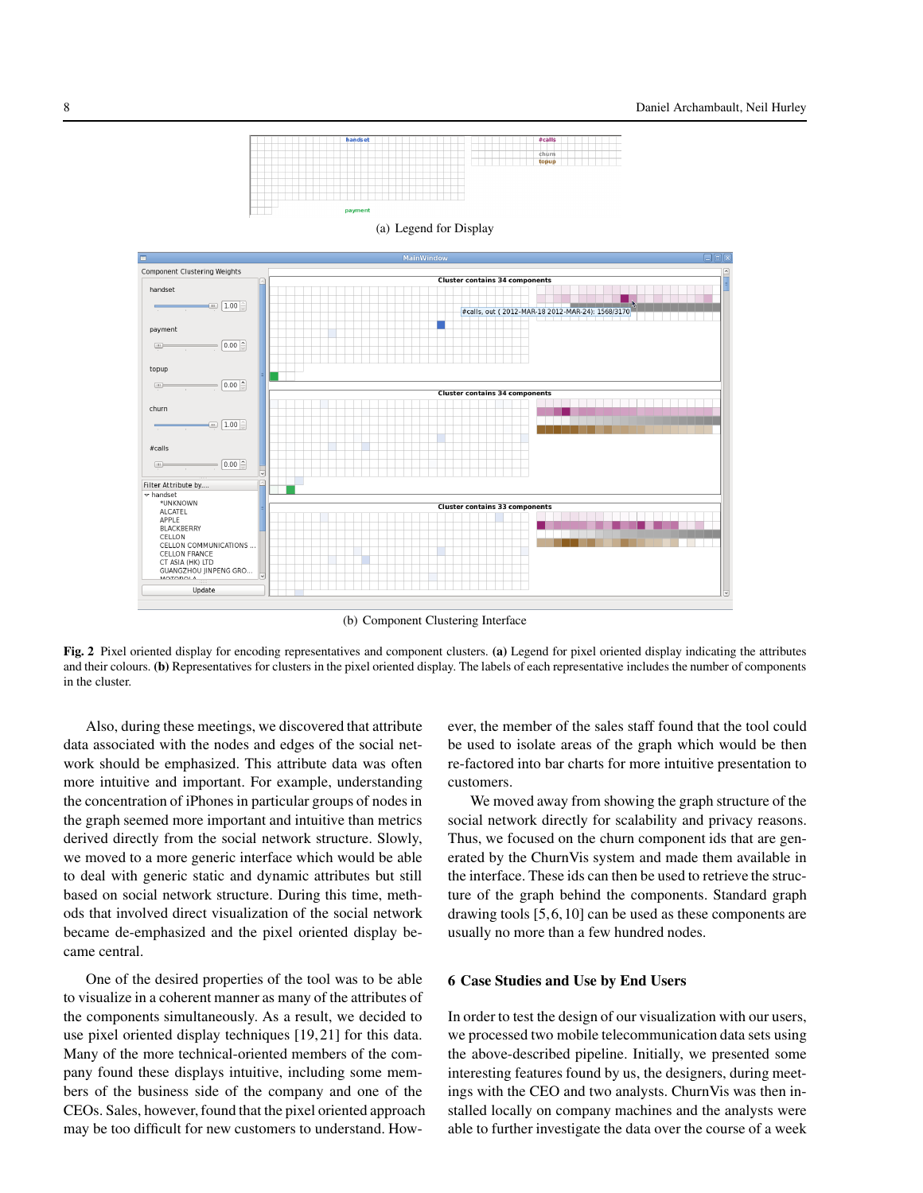(a) Legend for Display

(b) Component Clustering Interface

**Fig. 2** Pixel oriented display for encoding representatives and component clusters. **(a)** Legend for pixel oriented display indicating the attributes and their colours. **(b)** Representatives for clusters in the pixel oriented display. The labels of each representative includes the number of components in the cluster.

Also, during these meetings, we discovered that attribute data associated with the nodes and edges of the social network should be emphasized. This attribute data was often more intuitive and important. For example, understanding the concentration of iPhones in particular groups of nodes in the graph seemed more important and intuitive than metrics derived directly from the social network structure. Slowly, we moved to a more generic interface which would be able to deal with generic static and dynamic attributes but still based on social network structure. During this time, methods that involved direct visualization of the social network became de-emphasized and the pixel oriented display became central.

One of the desired properties of the tool was to be able to visualize in a coherent manner as many of the attributes of the components simultaneously. As a result, we decided to use pixel oriented display techniques [19, 21] for this data. Many of the more technical-oriented members of the company found these displays intuitive, including some members of the business side of the company and one of the CEOs. Sales, however, found that the pixel oriented approach may be too difficult for new customers to understand. However, the member of the sales staff found that the tool could be used to isolate areas of the graph which would be then re-factored into bar charts for more intuitive presentation to customers.

We moved away from showing the graph structure of the social network directly for scalability and privacy reasons. Thus, we focused on the churn component ids that are generated by the ChurnVis system and made them available in the interface. These ids can then be used to retrieve the structure of the graph behind the components. Standard graph drawing tools [5, 6, 10] can be used as these components are usually no more than a few hundred nodes.

## 6 Case Studies and Use by End Users

In order to test the design of our visualization with our users, we processed two mobile telecommunication data sets using the above-described pipeline. Initially, we presented some interesting features found by us, the designers, during meetings with the CEO and two analysts. ChurnVis was then installed locally on company machines and the analysts were able to further investigate the data over the course of a week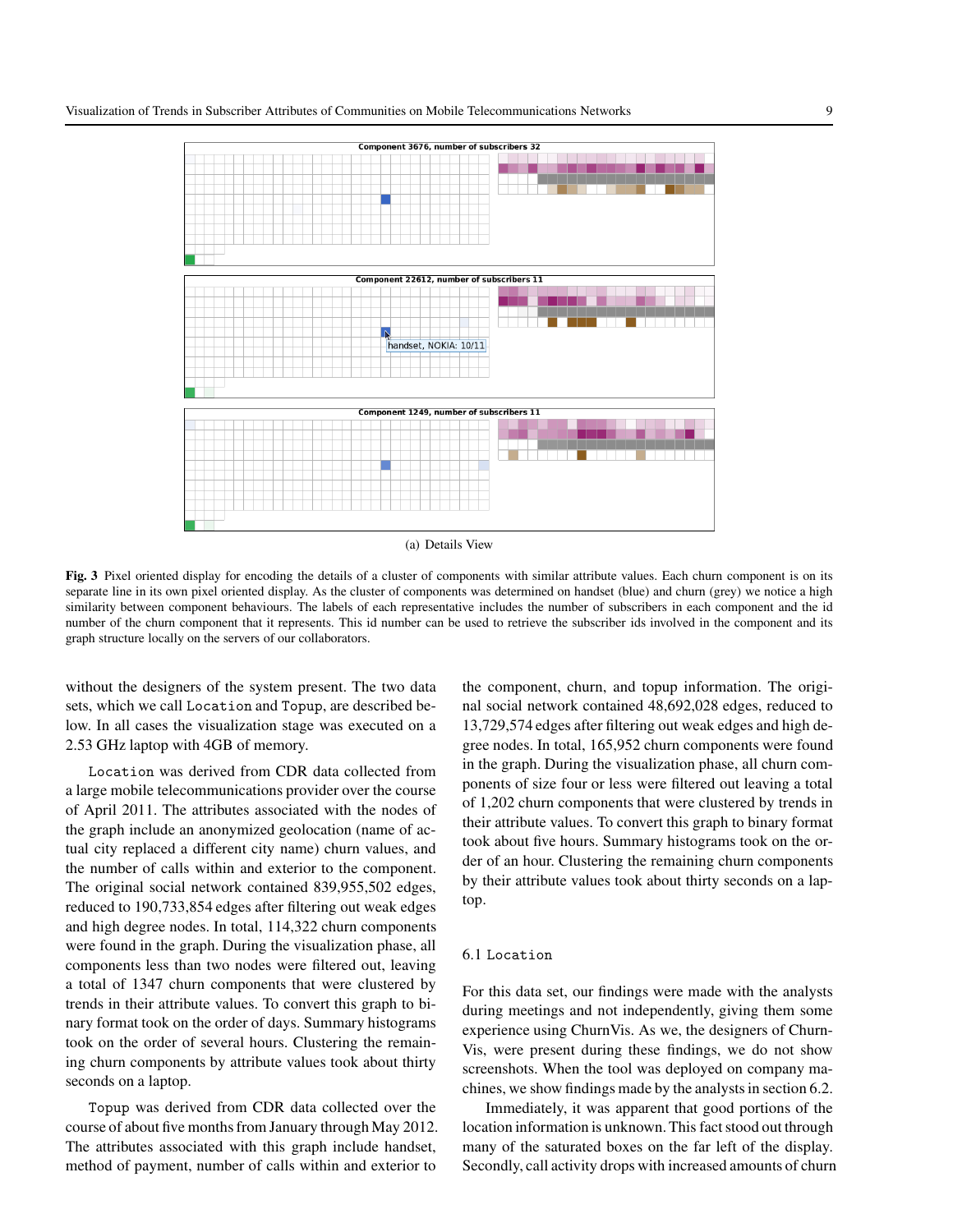Component 3676, number of subscribers 32

Component 22612, number of subscribers 11

handset, NOKIA: 10/11

Component 1249, number of subscribers 11

(a) Details View

**Fig. 3** Pixel oriented display for encoding the details of a cluster of components with similar attribute values. Each churn component is on its separate line in its own pixel oriented display. As the cluster of components was determined on handset (blue) and churn (grey) we notice a high similarity between component behaviours. The labels of each representative includes the number of subscribers in each component and the id number of the churn component that it represents. This id number can be used to retrieve the subscriber ids involved in the component and its graph structure locally on the servers of our collaborators.

without the designers of the system present. The two data sets, which we call `Location` and `Topup`, are described below. In all cases the visualization stage was executed on a 2.53 GHz laptop with 4GB of memory.

`Location` was derived from CDR data collected from a large mobile telecommunications provider over the course of April 2011. The attributes associated with the nodes of the graph include an anonymized geolocation (name of actual city replaced a different city name) churn values, and the number of calls within and exterior to the component. The original social network contained 839,955,502 edges, reduced to 190,733,854 edges after filtering out weak edges and high degree nodes. In total, 114,322 churn components were found in the graph. During the visualization phase, all components less than two nodes were filtered out, leaving a total of 1347 churn components that were clustered by trends in their attribute values. To convert this graph to binary format took on the order of days. Summary histograms took on the order of several hours. Clustering the remaining churn components by attribute values took about thirty seconds on a laptop.

`Topup` was derived from CDR data collected over the course of about five months from January through May 2012. The attributes associated with this graph include handset, method of payment, number of calls within and exterior to the component, churn, and topup information. The original social network contained 48,692,028 edges, reduced to 13,729,574 edges after filtering out weak edges and high degree nodes. In total, 165,952 churn components were found in the graph. During the visualization phase, all churn components of size four or less were filtered out leaving a total of 1,202 churn components that were clustered by trends in their attribute values. To convert this graph to binary format took about five hours. Summary histograms took on the order of an hour. Clustering the remaining churn components by their attribute values took about thirty seconds on a laptop.

### 6.1 `Location`

For this data set, our findings were made with the analysts during meetings and not independently, giving them some experience using ChurnVis. As we, the designers of ChurnVis, were present during these findings, we do not show screenshots. When the tool was deployed on company machines, we show findings made by the analysts in section 6.2.

Immediately, it was apparent that good portions of the location information is unknown. This fact stood out through many of the saturated boxes on the far left of the display. Secondly, call activity drops with increased amounts of churn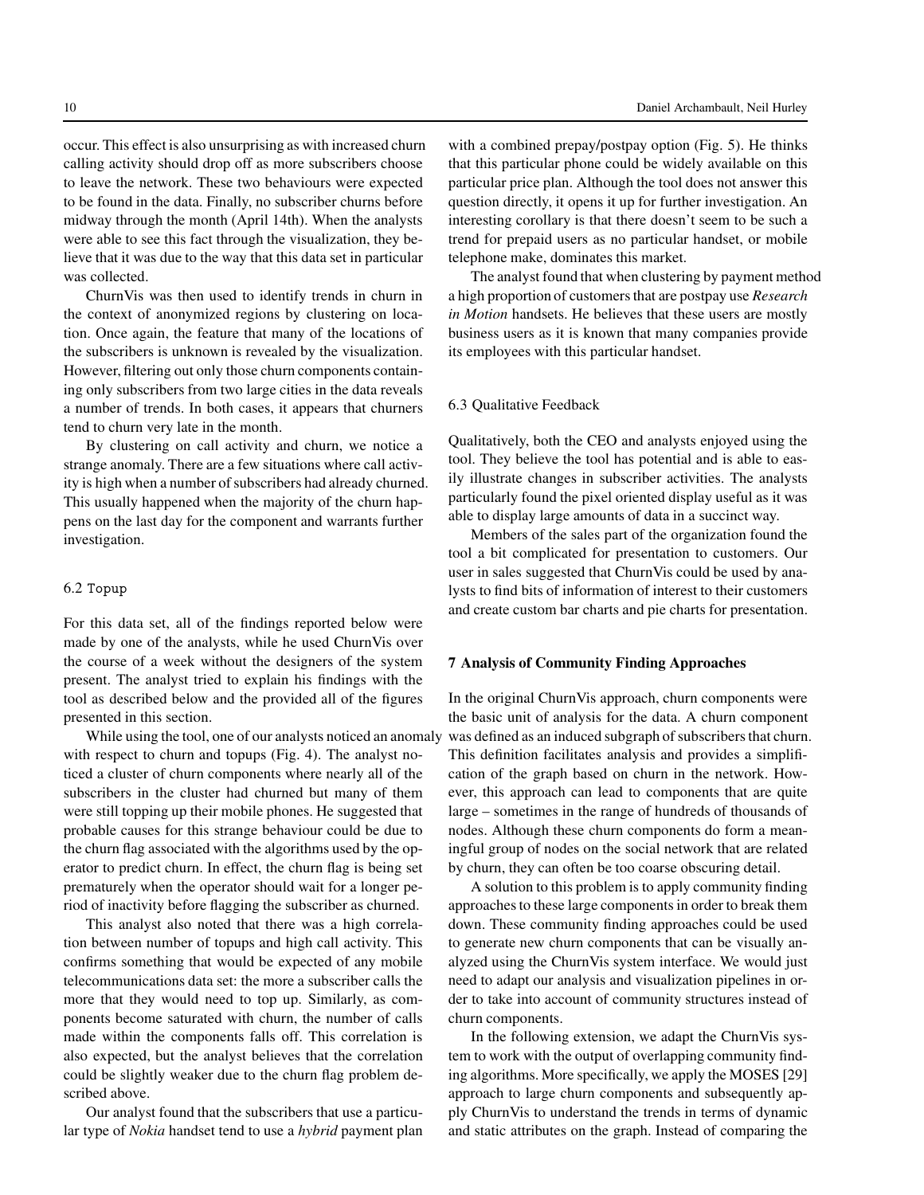occur. This effect is also unsurprising as with increased churn calling activity should drop off as more subscribers choose to leave the network. These two behaviours were expected to be found in the data. Finally, no subscriber churns before midway through the month (April 14th). When the analysts were able to see this fact through the visualization, they believe that it was due to the way that this data set in particular was collected.

ChurnVis was then used to identify trends in churn in the context of anonymized regions by clustering on location. Once again, the feature that many of the locations of the subscribers is unknown is revealed by the visualization. However, filtering out only those churn components containing only subscribers from two large cities in the data reveals a number of trends. In both cases, it appears that churners tend to churn very late in the month.

By clustering on call activity and churn, we notice a strange anomaly. There are a few situations where call activity is high when a number of subscribers had already churned. This usually happened when the majority of the churn happens on the last day for the component and warrants further investigation.

### 6.2 Topup

For this data set, all of the findings reported below were made by one of the analysts, while he used ChurnVis over the course of a week without the designers of the system present. The analyst tried to explain his findings with the tool as described below and the provided all of the figures presented in this section.

While using the tool, one of our analysts noticed an anomaly with respect to churn and topups (Fig. 4). The analyst noticed a cluster of churn components where nearly all of the subscribers in the cluster had churned but many of them were still topping up their mobile phones. He suggested that probable causes for this strange behaviour could be due to the churn flag associated with the algorithms used by the operator to predict churn. In effect, the churn flag is being set prematurely when the operator should wait for a longer period of inactivity before flagging the subscriber as churned.

This analyst also noted that there was a high correlation between number of topups and high call activity. This confirms something that would be expected of any mobile telecommunications data set: the more a subscriber calls the more that they would need to top up. Similarly, as components become saturated with churn, the number of calls made within the components falls off. This correlation is also expected, but the analyst believes that the correlation could be slightly weaker due to the churn flag problem described above.

Our analyst found that the subscribers that use a particular type of *Nokia* handset tend to use a *hybrid* payment plan with a combined prepay/postpay option (Fig. 5). He thinks that this particular phone could be widely available on this particular price plan. Although the tool does not answer this question directly, it opens it up for further investigation. An interesting corollary is that there doesn't seem to be such a trend for prepaid users as no particular handset, or mobile telephone make, dominates this market.

The analyst found that when clustering by payment method a high proportion of customers that are postpay use *Research in Motion* handsets. He believes that these users are mostly business users as it is known that many companies provide its employees with this particular handset.

### 6.3 Qualitative Feedback

Qualitatively, both the CEO and analysts enjoyed using the tool. They believe the tool has potential and is able to easily illustrate changes in subscriber activities. The analysts particularly found the pixel oriented display useful as it was able to display large amounts of data in a succinct way.

Members of the sales part of the organization found the tool a bit complicated for presentation to customers. Our user in sales suggested that ChurnVis could be used by analysts to find bits of information of interest to their customers and create custom bar charts and pie charts for presentation.

## 7 Analysis of Community Finding Approaches

In the original ChurnVis approach, churn components were the basic unit of analysis for the data. A churn component was defined as an induced subgraph of subscribers that churn. This definition facilitates analysis and provides a simplification of the graph based on churn in the network. However, this approach can lead to components that are quite large – sometimes in the range of hundreds of thousands of nodes. Although these churn components do form a meaningful group of nodes on the social network that are related by churn, they can often be too coarse obscuring detail.

A solution to this problem is to apply community finding approaches to these large components in order to break them down. These community finding approaches could be used to generate new churn components that can be visually analyzed using the ChurnVis system interface. We would just need to adapt our analysis and visualization pipelines in order to take into account of community structures instead of churn components.

In the following extension, we adapt the ChurnVis system to work with the output of overlapping community finding algorithms. More specifically, we apply the MOSES [29] approach to large churn components and subsequently apply ChurnVis to understand the trends in terms of dynamic and static attributes on the graph. Instead of comparing the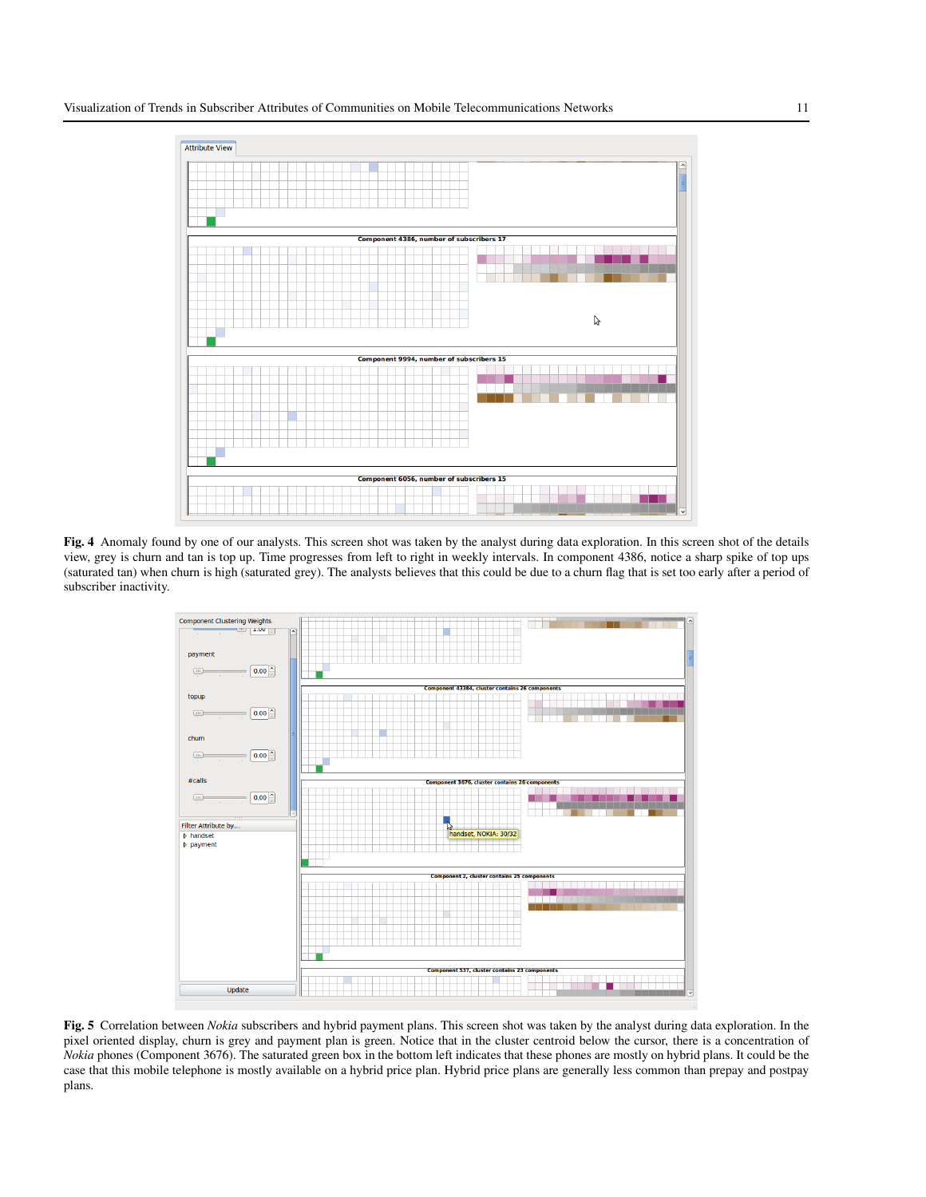**Fig. 4** Anomaly found by one of our analysts. This screen shot was taken by the analyst during data exploration. In this screen shot of the details view, grey is churn and tan is top up. Time progresses from left to right in weekly intervals. In component 4386, notice a sharp spike of top ups (saturated tan) when churn is high (saturated grey). The analysts believes that this could be due to a churn flag that is set too early after a period of subscriber inactivity.

**Fig. 5** Correlation between *Nokia* subscribers and hybrid payment plans. This screen shot was taken by the analyst during data exploration. In the pixel oriented display, churn is grey and payment plan is green. Notice that in the cluster centroid below the cursor, there is a concentration of *Nokia* phones (Component 3676). The saturated green box in the bottom left indicates that these phones are mostly on hybrid plans. It could be the case that this mobile telephone is mostly available on a hybrid price plan. Hybrid price plans are generally less common than prepay and postpay plans.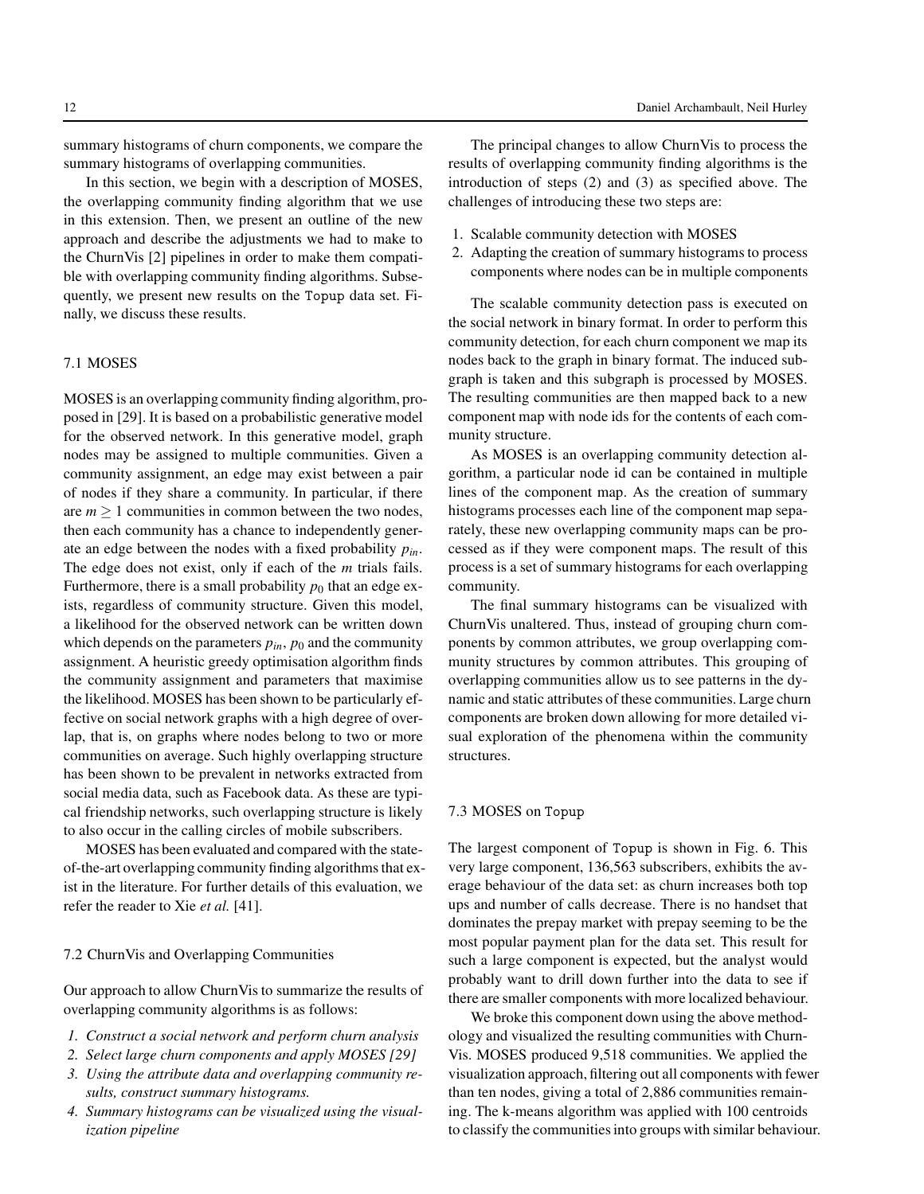summary histograms of churn components, we compare the summary histograms of overlapping communities.

In this section, we begin with a description of MOSES, the overlapping community finding algorithm that we use in this extension. Then, we present an outline of the new approach and describe the adjustments we had to make to the ChurnVis [2] pipelines in order to make them compatible with overlapping community finding algorithms. Subsequently, we present new results on the `Topup` data set. Finally, we discuss these results.

### 7.1 MOSES

MOSES is an overlapping community finding algorithm, proposed in [29]. It is based on a probabilistic generative model for the observed network. In this generative model, graph nodes may be assigned to multiple communities. Given a community assignment, an edge may exist between a pair of nodes if they share a community. In particular, if there are $m \geq 1$ communities in common between the two nodes, then each community has a chance to independently generate an edge between the nodes with a fixed probability $p_{in}$. The edge does not exist, only if each of the $m$ trials fails. Furthermore, there is a small probability $p_0$ that an edge exists, regardless of community structure. Given this model, a likelihood for the observed network can be written down which depends on the parameters $p_{in}$, $p_0$ and the community assignment. A heuristic greedy optimisation algorithm finds the community assignment and parameters that maximise the likelihood. MOSES has been shown to be particularly effective on social network graphs with a high degree of overlap, that is, on graphs where nodes belong to two or more communities on average. Such highly overlapping structure has been shown to be prevalent in networks extracted from social media data, such as Facebook data. As these are typical friendship networks, such overlapping structure is likely to also occur in the calling circles of mobile subscribers.

MOSES has been evaluated and compared with the state-of-the-art overlapping community finding algorithms that exist in the literature. For further details of this evaluation, we refer the reader to Xie *et al.* [41].

### 7.2 ChurnVis and Overlapping Communities

Our approach to allow ChurnVis to summarize the results of overlapping community algorithms is as follows:

1. *Construct a social network and perform churn analysis*
2. *Select large churn components and apply MOSES [29]*
3. *Using the attribute data and overlapping community results, construct summary histograms.*
4. *Summary histograms can be visualized using the visualization pipeline*

The principal changes to allow ChurnVis to process the results of overlapping community finding algorithms is the introduction of steps (2) and (3) as specified above. The challenges of introducing these two steps are:

1. Scalable community detection with MOSES
2. Adapting the creation of summary histograms to process components where nodes can be in multiple components

The scalable community detection pass is executed on the social network in binary format. In order to perform this community detection, for each churn component we map its nodes back to the graph in binary format. The induced subgraph is taken and this subgraph is processed by MOSES. The resulting communities are then mapped back to a new component map with node ids for the contents of each community structure.

As MOSES is an overlapping community detection algorithm, a particular node id can be contained in multiple lines of the component map. As the creation of summary histograms processes each line of the component map separately, these new overlapping community maps can be processed as if they were component maps. The result of this process is a set of summary histograms for each overlapping community.

The final summary histograms can be visualized with ChurnVis unaltered. Thus, instead of grouping churn components by common attributes, we group overlapping community structures by common attributes. This grouping of overlapping communities allow us to see patterns in the dynamic and static attributes of these communities. Large churn components are broken down allowing for more detailed visual exploration of the phenomena within the community structures.

### 7.3 MOSES on `Topup`

The largest component of `Topup` is shown in Fig. 6. This very large component, 136,563 subscribers, exhibits the average behaviour of the data set: as churn increases both top ups and number of calls decrease. There is no handset that dominates the prepay market with prepay seeming to be the most popular payment plan for the data set. This result for such a large component is expected, but the analyst would probably want to drill down further into the data to see if there are smaller components with more localized behaviour.

We broke this component down using the above methodology and visualized the resulting communities with ChurnVis. MOSES produced 9,518 communities. We applied the visualization approach, filtering out all components with fewer than ten nodes, giving a total of 2,886 communities remaining. The k-means algorithm was applied with 100 centroids to classify the communities into groups with similar behaviour.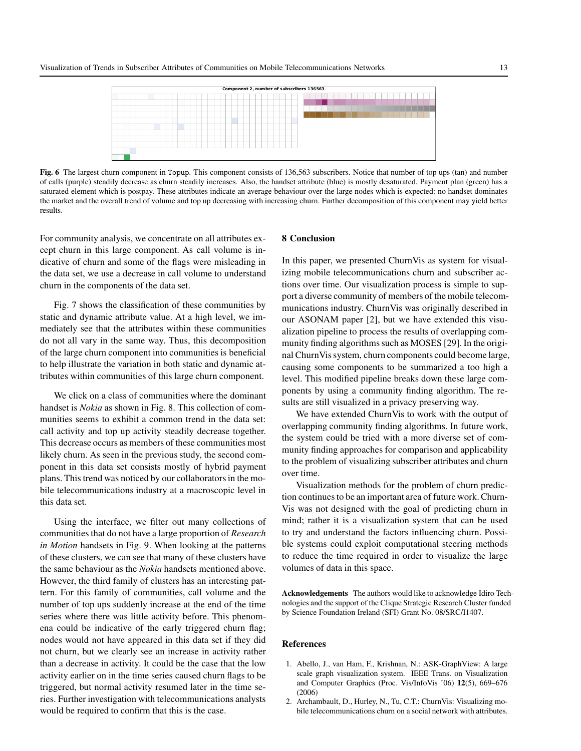Component 2, number of subscribers 136563

**Fig. 6** The largest churn component in Topup. This component consists of 136,563 subscribers. Notice that number of top ups (tan) and number of calls (purple) steadily decrease as churn steadily increases. Also, the handset attribute (blue) is mostly desaturated. Payment plan (green) has a saturated element which is postpay. These attributes indicate an average behaviour over the large nodes which is expected: no handset dominates the market and the overall trend of volume and top up decreasing with increasing churn. Further decomposition of this component may yield better results.

For community analysis, we concentrate on all attributes except churn in this large component. As call volume is indicative of churn and some of the flags were misleading in the data set, we use a decrease in call volume to understand churn in the components of the data set.

Fig. 7 shows the classification of these communities by static and dynamic attribute value. At a high level, we immediately see that the attributes within these communities do not all vary in the same way. Thus, this decomposition of the large churn component into communities is beneficial to help illustrate the variation in both static and dynamic attributes within communities of this large churn component.

We click on a class of communities where the dominant handset is *Nokia* as shown in Fig. 8. This collection of communities seems to exhibit a common trend in the data set: call activity and top up activity steadily decrease together. This decrease occurs as members of these communities most likely churn. As seen in the previous study, the second component in this data set consists mostly of hybrid payment plans. This trend was noticed by our collaborators in the mobile telecommunications industry at a macroscopic level in this data set.

Using the interface, we filter out many collections of communities that do not have a large proportion of *Research in Motion* handsets in Fig. 9. When looking at the patterns of these clusters, we can see that many of these clusters have the same behaviour as the *Nokia* handsets mentioned above. However, the third family of clusters has an interesting pattern. For this family of communities, call volume and the number of top ups suddenly increase at the end of the time series where there was little activity before. This phenomena could be indicative of the early triggered churn flag; nodes would not have appeared in this data set if they did not churn, but we clearly see an increase in activity rather than a decrease in activity. It could be the case that the low activity earlier on in the time series caused churn flags to be triggered, but normal activity resumed later in the time series. Further investigation with telecommunications analysts would be required to confirm that this is the case.

## 8 Conclusion

In this paper, we presented ChurnVis as system for visualizing mobile telecommunications churn and subscriber actions over time. Our visualization process is simple to support a diverse community of members of the mobile telecommunications industry. ChurnVis was originally described in our ASONAM paper [2], but we have extended this visualization pipeline to process the results of overlapping community finding algorithms such as MOSES [29]. In the original ChurnVis system, churn components could become large, causing some components to be summarized a too high a level. This modified pipeline breaks down these large components by using a community finding algorithm. The results are still visualized in a privacy preserving way.

We have extended ChurnVis to work with the output of overlapping community finding algorithms. In future work, the system could be tried with a more diverse set of community finding approaches for comparison and applicability to the problem of visualizing subscriber attributes and churn over time.

Visualization methods for the problem of churn prediction continues to be an important area of future work. ChurnVis was not designed with the goal of predicting churn in mind; rather it is a visualization system that can be used to try and understand the factors influencing churn. Possible systems could exploit computational steering methods to reduce the time required in order to visualize the large volumes of data in this space.

**Acknowledgements** The authors would like to acknowledge Idiro Technologies and the support of the Clique Strategic Research Cluster funded by Science Foundation Ireland (SFI) Grant No. 08/SRC/I1407.

## References

1. Abello, J., van Ham, F., Krishnan, N.: ASK-GraphView: A large scale graph visualization system. IEEE Trans. on Visualization and Computer Graphics (Proc. Vis/InfoVis '06) **12**(5), 669–676 (2006)
2. Archambault, D., Hurley, N., Tu, C.T.: ChurnVis: Visualizing mobile telecommunications churn on a social network with attributes.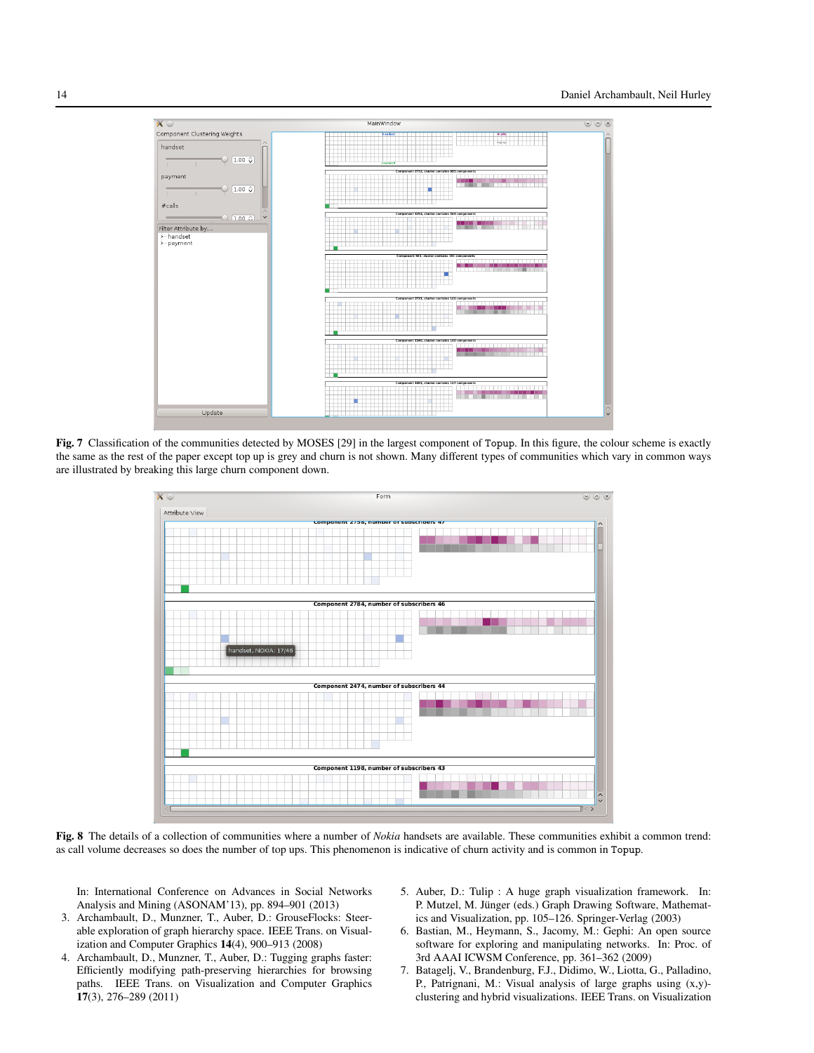**Fig. 7** Classification of the communities detected by MOSES [29] in the largest component of Topup. In this figure, the colour scheme is exactly the same as the rest of the paper except top up is grey and churn is not shown. Many different types of communities which vary in common ways are illustrated by breaking this large churn component down.

**Fig. 8** The details of a collection of communities where a number of *Nokia* handsets are available. These communities exhibit a common trend: as call volume decreases so does the number of top ups. This phenomenon is indicative of churn activity and is common in Topup.

In: International Conference on Advances in Social Networks Analysis and Mining (ASONAM'13), pp. 894–901 (2013)

3. Archambault, D., Munzner, T., Auber, D.: GrouseFlocks: Steerable exploration of graph hierarchy space. IEEE Trans. on Visualization and Computer Graphics **14**(4), 900–913 (2008)
4. Archambault, D., Munzner, T., Auber, D.: Tugging graphs faster: Efficiently modifying path-preserving hierarchies for browsing paths. IEEE Trans. on Visualization and Computer Graphics **17**(3), 276–289 (2011)
5. Auber, D.: Tulip : A huge graph visualization framework. In: P. Mutzel, M. Jünger (eds.) Graph Drawing Software, Mathematics and Visualization, pp. 105–126. Springer-Verlag (2003)
6. Bastian, M., Heymann, S., Jacomy, M.: Gephi: An open source software for exploring and manipulating networks. In: Proc. of 3rd AAAI ICWSM Conference, pp. 361–362 (2009)
7. Batagelj, V., Brandenburg, F.J., Didimo, W., Liotta, G., Palladino, P., Patrignani, M.: Visual analysis of large graphs using (x,y)-clustering and hybrid visualizations. IEEE Trans. on Visualization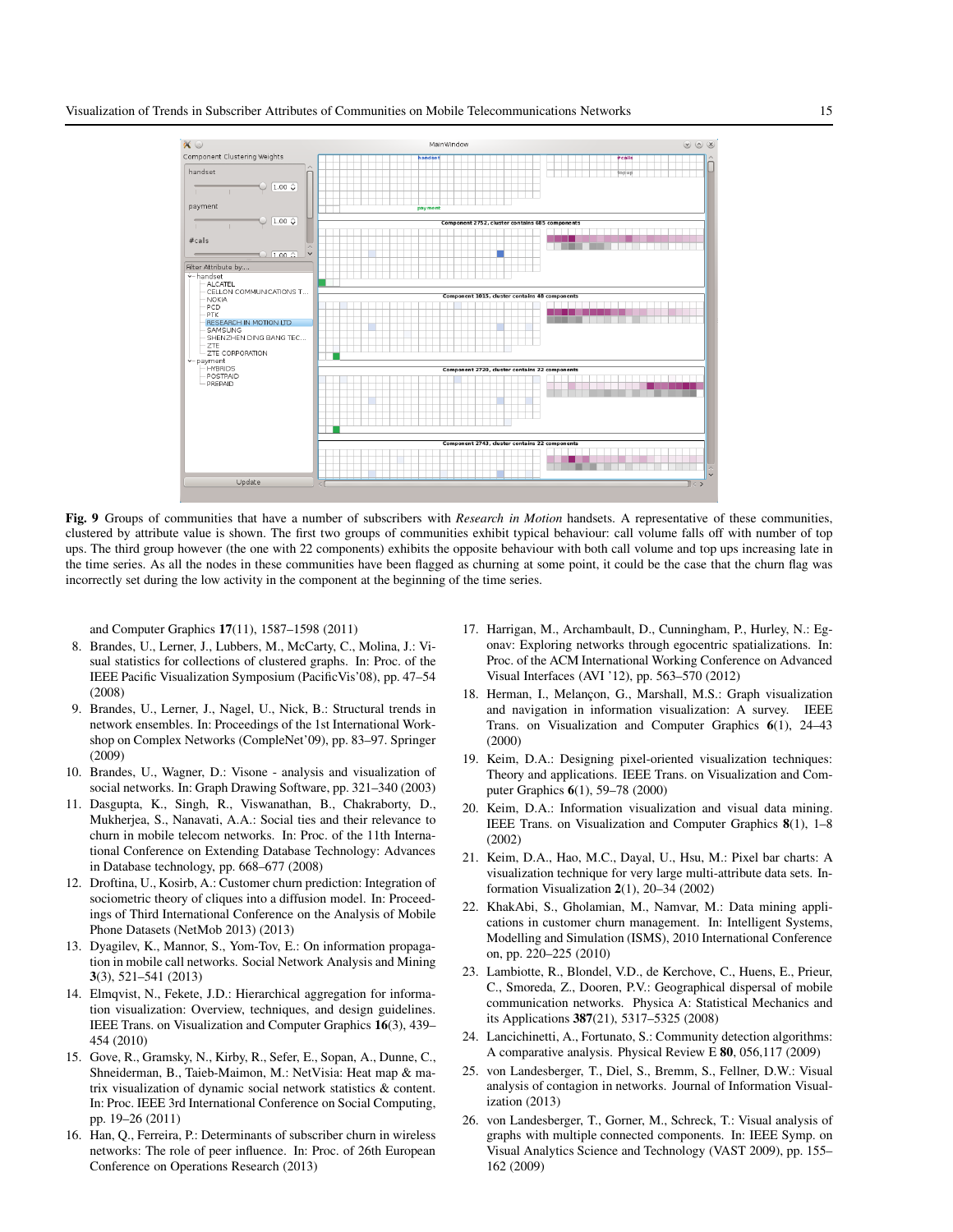**Fig. 9** Groups of communities that have a number of subscribers with *Research in Motion* handsets. A representative of these communities, clustered by attribute value is shown. The first two groups of communities exhibit typical behaviour: call volume falls off with number of top ups. The third group however (the one with 22 components) exhibits the opposite behaviour with both call volume and top ups increasing late in the time series. As all the nodes in these communities have been flagged as churning at some point, it could be the case that the churn flag was incorrectly set during the low activity in the component at the beginning of the time series.

and Computer Graphics **17**(11), 1587–1598 (2011)

8. Brandes, U., Lerner, J., Lubbers, M., McCarty, C., Molina, J.: Visual statistics for collections of clustered graphs. In: Proc. of the IEEE Pacific Visualization Symposium (PacificVis'08), pp. 47–54 (2008)
9. Brandes, U., Lerner, J., Nagel, U., Nick, B.: Structural trends in network ensembles. In: Proceedings of the 1st International Workshop on Complex Networks (CompleNet'09), pp. 83–97. Springer (2009)
10. Brandes, U., Wagner, D.: Visone - analysis and visualization of social networks. In: Graph Drawing Software, pp. 321–340 (2003)
11. Dasgupta, K., Singh, R., Viswanathan, B., Chakraborty, D., Mukherjea, S., Nanavati, A.A.: Social ties and their relevance to churn in mobile telecom networks. In: Proc. of the 11th International Conference on Extending Database Technology: Advances in Database technology, pp. 668–677 (2008)
12. Droftina, U., Kosirb, A.: Customer churn prediction: Integration of sociometric theory of cliques into a diffusion model. In: Proceedings of Third International Conference on the Analysis of Mobile Phone Datasets (NetMob 2013) (2013)
13. Dyagilev, K., Mannor, S., Yom-Tov, E.: On information propagation in mobile call networks. Social Network Analysis and Mining **3**(3), 521–541 (2013)
14. Elmqvist, N., Fekete, J.D.: Hierarchical aggregation for information visualization: Overview, techniques, and design guidelines. IEEE Trans. on Visualization and Computer Graphics **16**(3), 439–454 (2010)
15. Gove, R., Gramsky, N., Kirby, R., Sefer, E., Sopan, A., Dunne, C., Shneiderman, B., Taieb-Maimon, M.: NetVisia: Heat map & matrix visualization of dynamic social network statistics & content. In: Proc. IEEE 3rd International Conference on Social Computing, pp. 19–26 (2011)
16. Han, Q., Ferreira, P.: Determinants of subscriber churn in wireless networks: The role of peer influence. In: Proc. of 26th European Conference on Operations Research (2013)
17. Harrigan, M., Archambault, D., Cunningham, P., Hurley, N.: Egonav: Exploring networks through egocentric spatializations. In: Proc. of the ACM International Working Conference on Advanced Visual Interfaces (AVI '12), pp. 563–570 (2012)
18. Herman, I., Melançon, G., Marshall, M.S.: Graph visualization and navigation in information visualization: A survey. IEEE Trans. on Visualization and Computer Graphics **6**(1), 24–43 (2000)
19. Keim, D.A.: Designing pixel-oriented visualization techniques: Theory and applications. IEEE Trans. on Visualization and Computer Graphics **6**(1), 59–78 (2000)
20. Keim, D.A.: Information visualization and visual data mining. IEEE Trans. on Visualization and Computer Graphics **8**(1), 1–8 (2002)
21. Keim, D.A., Hao, M.C., Dayal, U., Hsu, M.: Pixel bar charts: A visualization technique for very large multi-attribute data sets. Information Visualization **2**(1), 20–34 (2002)
22. KhakAbi, S., Gholamian, M., Namvar, M.: Data mining applications in customer churn management. In: Intelligent Systems, Modelling and Simulation (ISMS), 2010 International Conference on, pp. 220–225 (2010)
23. Lambiotte, R., Blondel, V.D., de Kerchove, C., Huens, E., Prieur, C., Smoreda, Z., Dooren, P.V.: Geographical dispersal of mobile communication networks. Physica A: Statistical Mechanics and its Applications **387**(21), 5317–5325 (2008)
24. Lancichinetti, A., Fortunato, S.: Community detection algorithms: A comparative analysis. Physical Review E **80**, 056,117 (2009)
25. von Landesberger, T., Diel, S., Bremm, S., Fellner, D.W.: Visual analysis of contagion in networks. Journal of Information Visualization (2013)
26. von Landesberger, T., Gorner, M., Schreck, T.: Visual analysis of graphs with multiple connected components. In: IEEE Symp. on Visual Analytics Science and Technology (VAST 2009), pp. 155–162 (2009)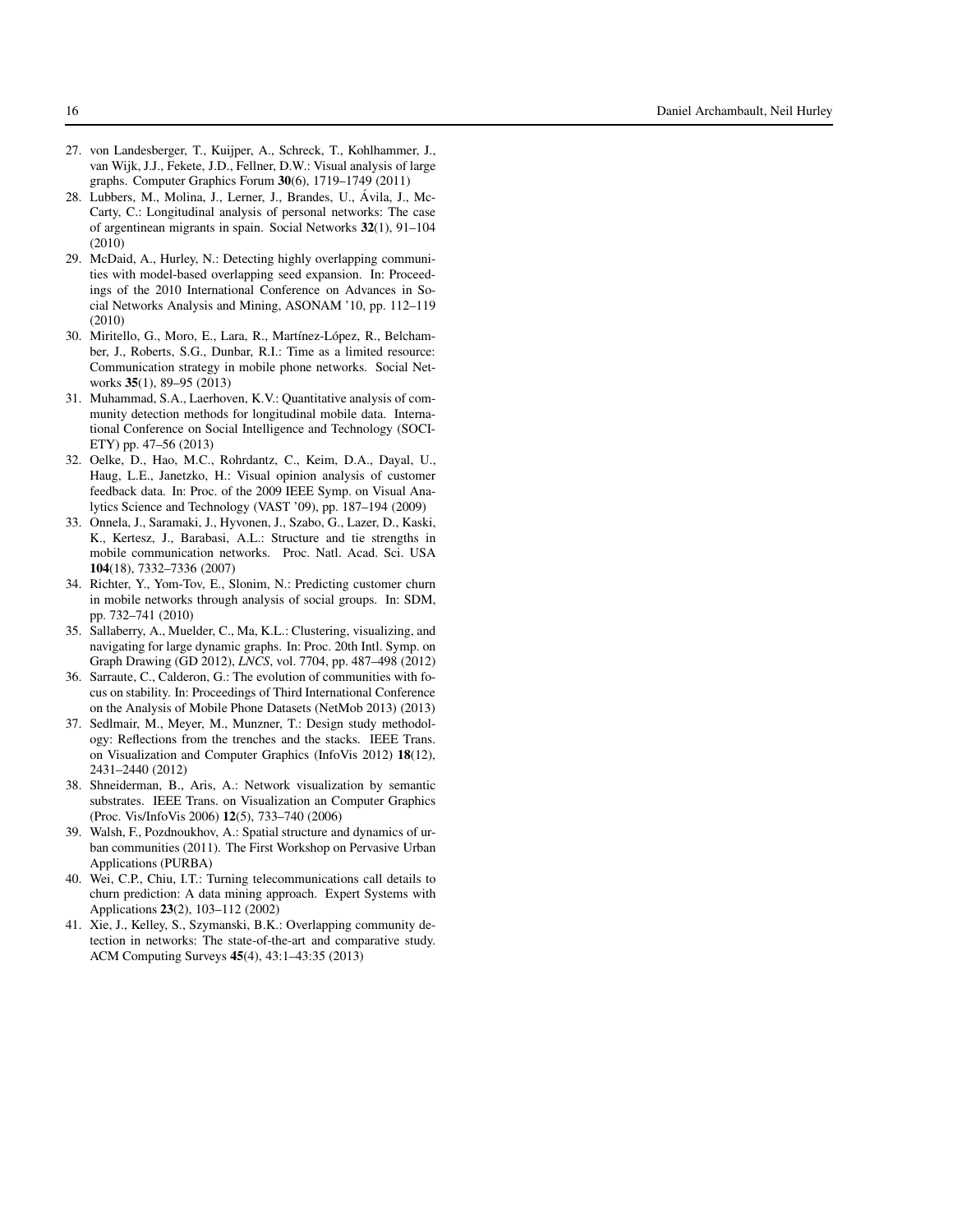27. von Landesberger, T., Kuijper, A., Schreck, T., Kohlhammer, J., van Wijk, J.J., Fekete, J.D., Fellner, D.W.: Visual analysis of large graphs. Computer Graphics Forum **30**(6), 1719–1749 (2011)
28. Lubbers, M., Molina, J., Lerner, J., Brandes, U., Ávila, J., McCarty, C.: Longitudinal analysis of personal networks: The case of argentinean migrants in spain. Social Networks **32**(1), 91–104 (2010)
29. McDaid, A., Hurley, N.: Detecting highly overlapping communities with model-based overlapping seed expansion. In: Proceedings of the 2010 International Conference on Advances in Social Networks Analysis and Mining, ASONAM '10, pp. 112–119 (2010)
30. Miritello, G., Moro, E., Lara, R., Martínez-López, R., Belchamber, J., Roberts, S.G., Dunbar, R.I.: Time as a limited resource: Communication strategy in mobile phone networks. Social Networks **35**(1), 89–95 (2013)
31. Muhammad, S.A., Laerhoven, K.V.: Quantitative analysis of community detection methods for longitudinal mobile data. International Conference on Social Intelligence and Technology (SOCIETY) pp. 47–56 (2013)
32. Oelke, D., Hao, M.C., Rohrdantz, C., Keim, D.A., Dayal, U., Haug, L.E., Janetzko, H.: Visual opinion analysis of customer feedback data. In: Proc. of the 2009 IEEE Symp. on Visual Analytics Science and Technology (VAST '09), pp. 187–194 (2009)
33. Onnela, J., Saramaki, J., Hyvonen, J., Szabo, G., Lazer, D., Kaski, K., Kertesz, J., Barabasi, A.L.: Structure and tie strengths in mobile communication networks. Proc. Natl. Acad. Sci. USA **104**(18), 7332–7336 (2007)
34. Richter, Y., Yom-Tov, E., Slonim, N.: Predicting customer churn in mobile networks through analysis of social groups. In: SDM, pp. 732–741 (2010)
35. Sallaberry, A., Muelder, C., Ma, K.L.: Clustering, visualizing, and navigating for large dynamic graphs. In: Proc. 20th Intl. Symp. on Graph Drawing (GD 2012), *LNCS*, vol. 7704, pp. 487–498 (2012)
36. Sarraute, C., Calderon, G.: The evolution of communities with focus on stability. In: Proceedings of Third International Conference on the Analysis of Mobile Phone Datasets (NetMob 2013) (2013)
37. Sedlmair, M., Meyer, M., Munzner, T.: Design study methodology: Reflections from the trenches and the stacks. IEEE Trans. on Visualization and Computer Graphics (InfoVis 2012) **18**(12), 2431–2440 (2012)
38. Shneiderman, B., Aris, A.: Network visualization by semantic substrates. IEEE Trans. on Visualization an Computer Graphics (Proc. Vis/InfoVis 2006) **12**(5), 733–740 (2006)
39. Walsh, F., Pozdnoukhov, A.: Spatial structure and dynamics of urban communities (2011). The First Workshop on Pervasive Urban Applications (PURBA)
40. Wei, C.P., Chiu, I.T.: Turning telecommunications call details to churn prediction: A data mining approach. Expert Systems with Applications **23**(2), 103–112 (2002)
41. Xie, J., Kelley, S., Szymanski, B.K.: Overlapping community detection in networks: The state-of-the-art and comparative study. ACM Computing Surveys **45**(4), 43:1–43:35 (2013)